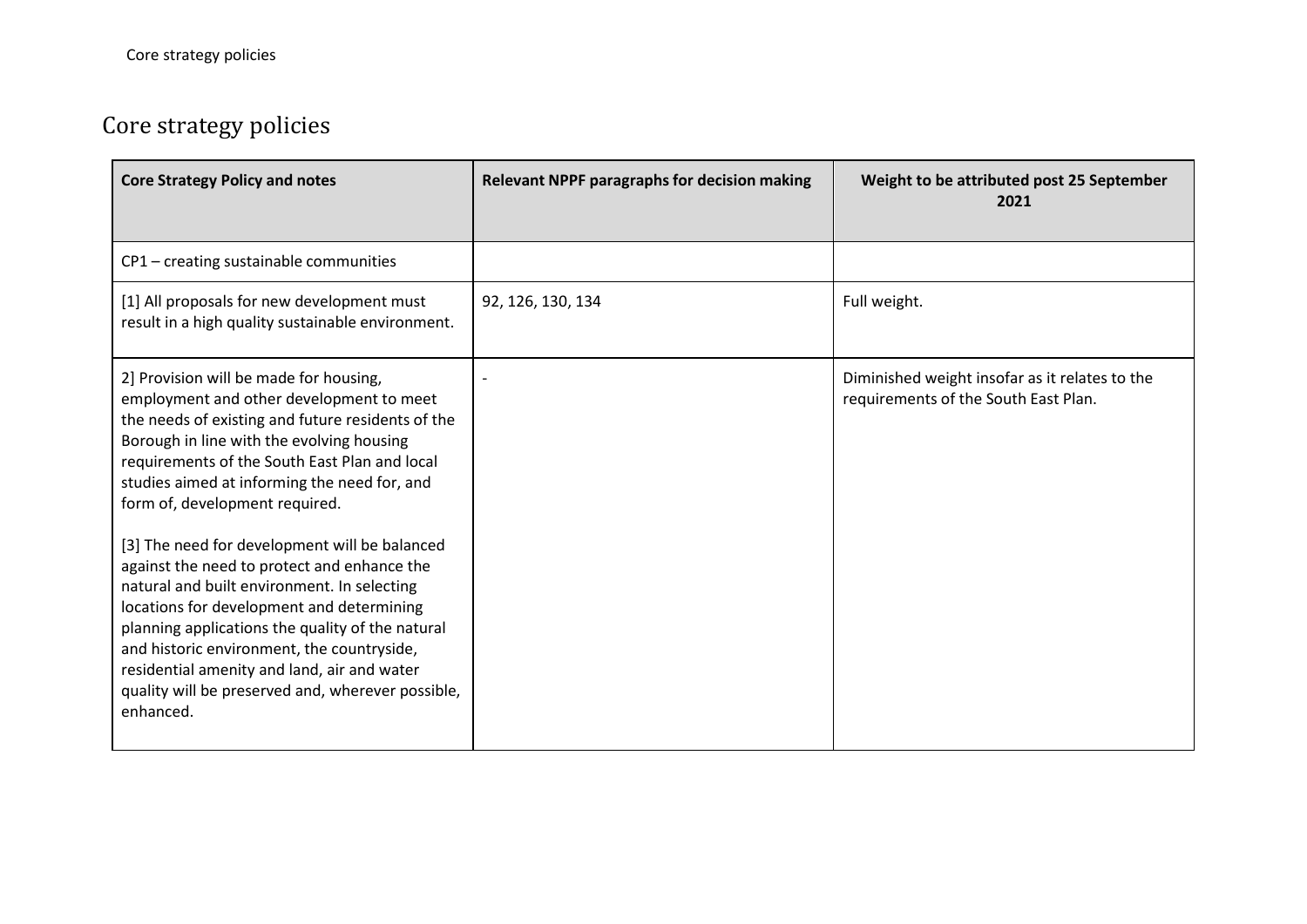# Core strategy policies

| Core Strategy Policy and notes | Relevant NPPF paragraphs for decision making | Weight to be attributed post 25 September 2021 |
|---|---|---|
| CP1 – creating sustainable communities | | |
| [1] All proposals for new development must result in a high quality sustainable environment. | 92, 126, 130, 134 | Full weight. |
| 2] Provision will be made for housing, employment and other development to meet the needs of existing and future residents of the Borough in line with the evolving housing requirements of the South East Plan and local studies aimed at informing the need for, and form of, development required.<br><br>[3] The need for development will be balanced against the need to protect and enhance the natural and built environment. In selecting locations for development and determining planning applications the quality of the natural and historic environment, the countryside, residential amenity and land, air and water quality will be preserved and, wherever possible, enhanced. | - | Diminished weight insofar as it relates to the requirements of the South East Plan. |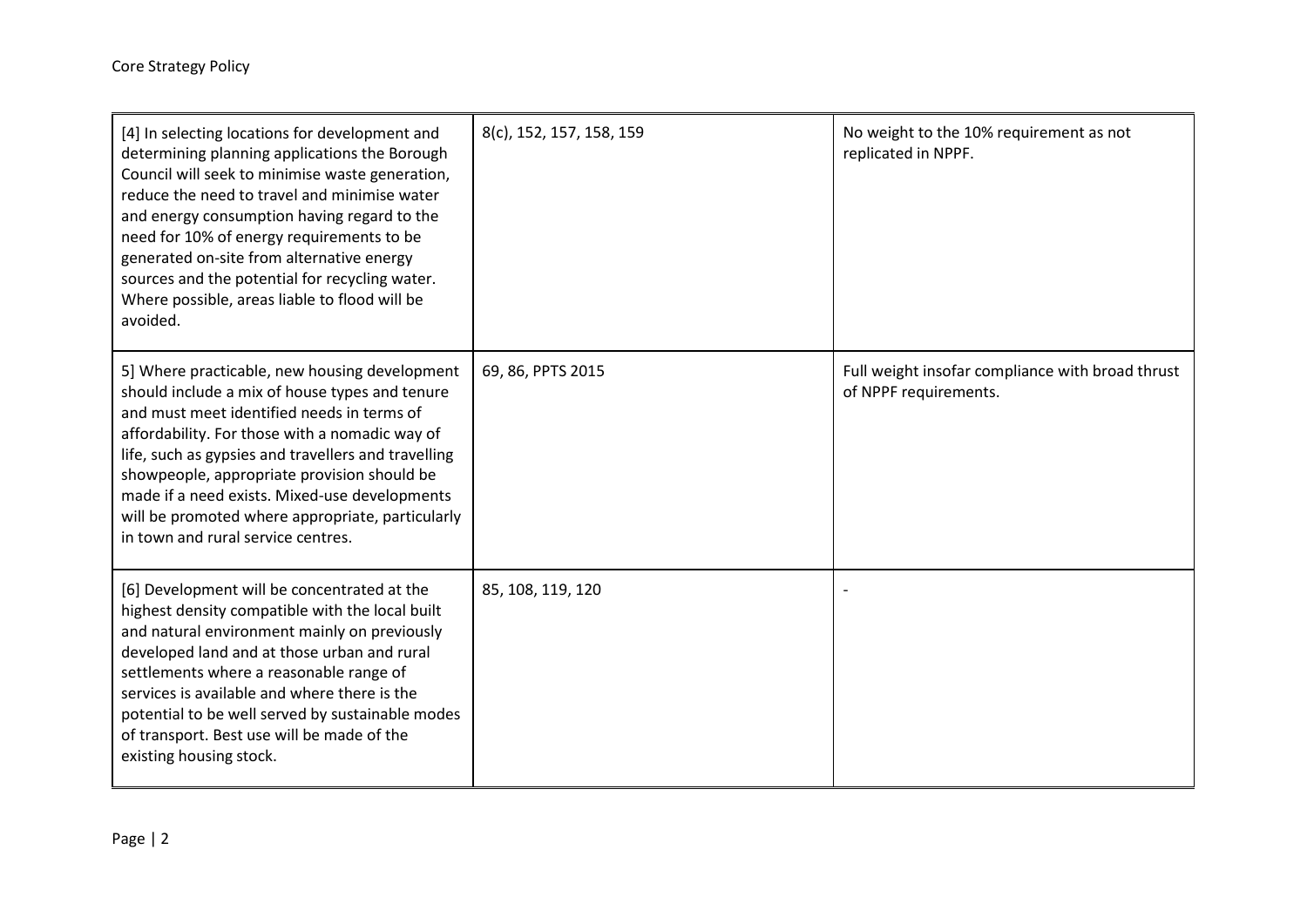| | | |
|---|---|---|
| [4] In selecting locations for development and determining planning applications the Borough Council will seek to minimise waste generation, reduce the need to travel and minimise water and energy consumption having regard to the need for 10% of energy requirements to be generated on-site from alternative energy sources and the potential for recycling water. Where possible, areas liable to flood will be avoided. | 8(c), 152, 157, 158, 159 | No weight to the 10% requirement as not replicated in NPPF. |
| 5] Where practicable, new housing development should include a mix of house types and tenure and must meet identified needs in terms of affordability. For those with a nomadic way of life, such as gypsies and travellers and travelling showpeople, appropriate provision should be made if a need exists. Mixed-use developments will be promoted where appropriate, particularly in town and rural service centres. | 69, 86, PPTS 2015 | Full weight insofar compliance with broad thrust of NPPF requirements. |
| [6] Development will be concentrated at the highest density compatible with the local built and natural environment mainly on previously developed land and at those urban and rural settlements where a reasonable range of services is available and where there is the potential to be well served by sustainable modes of transport. Best use will be made of the existing housing stock. | 85, 108, 119, 120 | - |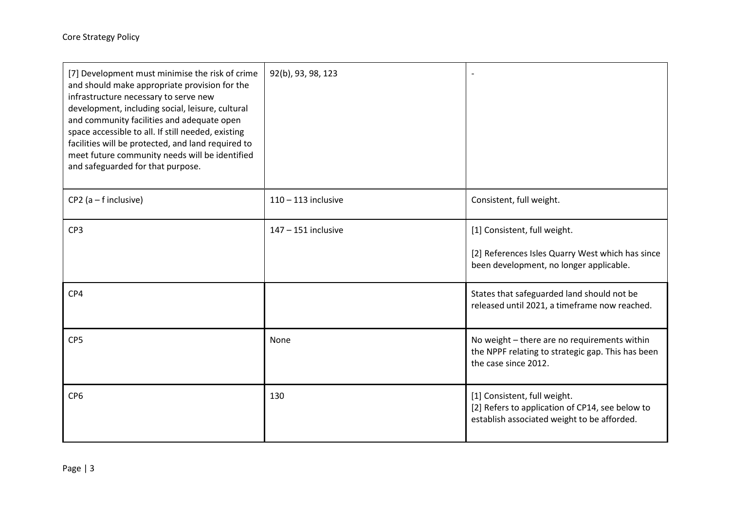| | | |
|---|---|---|
| [7] Development must minimise the risk of crime and should make appropriate provision for the infrastructure necessary to serve new development, including social, leisure, cultural and community facilities and adequate open space accessible to all. If still needed, existing facilities will be protected, and land required to meet future community needs will be identified and safeguarded for that purpose. | 92(b), 93, 98, 123 | - |
| CP2 (a – f inclusive) | 110 – 113 inclusive | Consistent, full weight. |
| CP3 | 147 – 151 inclusive | [1] Consistent, full weight.<br><br>[2] References Isles Quarry West which has since been development, no longer applicable. |
| CP4 | | States that safeguarded land should not be released until 2021, a timeframe now reached. |
| CP5 | None | No weight – there are no requirements within the NPPF relating to strategic gap. This has been the case since 2012. |
| CP6 | 130 | [1] Consistent, full weight.<br>[2] Refers to application of CP14, see below to establish associated weight to be afforded. |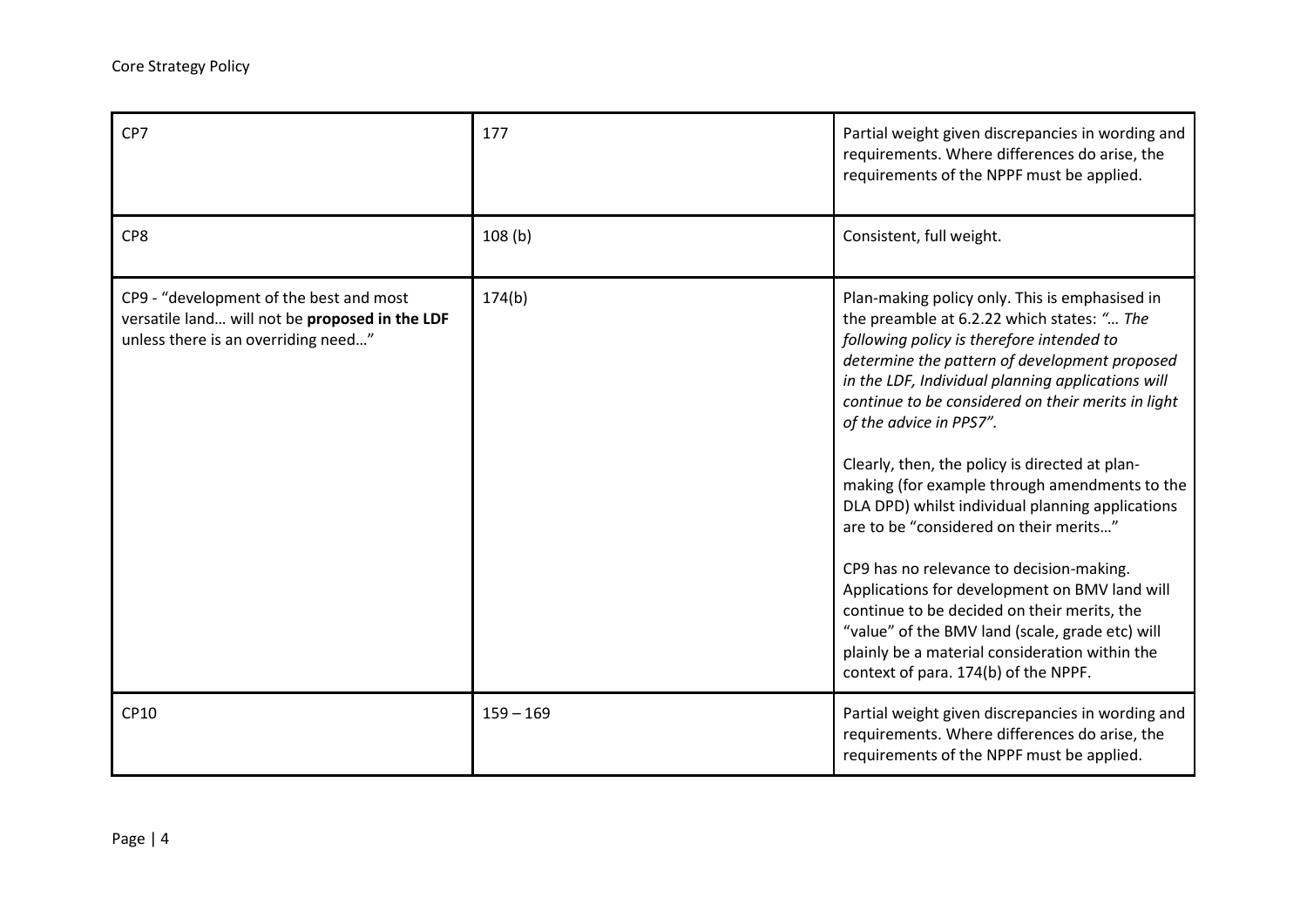| | | |
|---|---|---|
| CP7 | 177 | Partial weight given discrepancies in wording and requirements. Where differences do arise, the requirements of the NPPF must be applied. |
| CP8 | 108 (b) | Consistent, full weight. |
| CP9 - "development of the best and most versatile land… will not be **proposed in the LDF** unless there is an overriding need…" | 174(b) | Plan-making policy only. This is emphasised in the preamble at 6.2.22 which states: *"… The following policy is therefore intended to determine the pattern of development proposed in the LDF, Individual planning applications will continue to be considered on their merits in light of the advice in PPS7"*.<br><br>Clearly, then, the policy is directed at plan-making (for example through amendments to the DLA DPD) whilst individual planning applications are to be "considered on their merits…"<br><br>CP9 has no relevance to decision-making. Applications for development on BMV land will continue to be decided on their merits, the "value" of the BMV land (scale, grade etc) will plainly be a material consideration within the context of para. 174(b) of the NPPF. |
| CP10 | 159 – 169 | Partial weight given discrepancies in wording and requirements. Where differences do arise, the requirements of the NPPF must be applied. |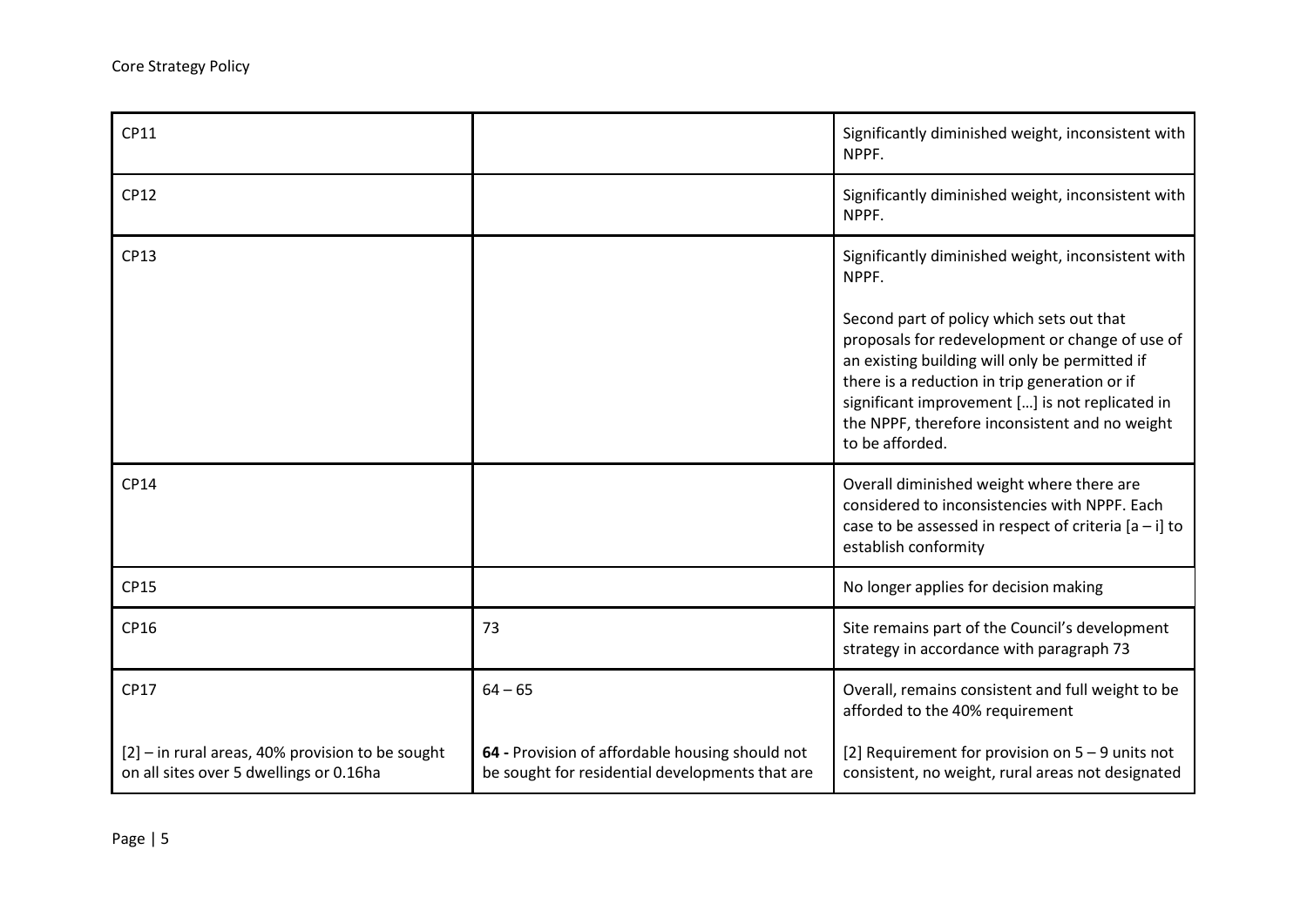| CP11 | | Significantly diminished weight, inconsistent with NPPF. |
|---|---|---|
| CP12 | | Significantly diminished weight, inconsistent with NPPF. |
| CP13 | | Significantly diminished weight, inconsistent with NPPF.<br><br>Second part of policy which sets out that proposals for redevelopment or change of use of an existing building will only be permitted if there is a reduction in trip generation or if significant improvement […] is not replicated in the NPPF, therefore inconsistent and no weight to be afforded. |
| CP14 | | Overall diminished weight where there are considered to inconsistencies with NPPF. Each case to be assessed in respect of criteria [a – i] to establish conformity |
| CP15 | | No longer applies for decision making |
| CP16 | 73 | Site remains part of the Council's development strategy in accordance with paragraph 73 |
| CP17<br><br>[2] – in rural areas, 40% provision to be sought on all sites over 5 dwellings or 0.16ha | 64 – 65<br><br>**64 -** Provision of affordable housing should not be sought for residential developments that are | Overall, remains consistent and full weight to be afforded to the 40% requirement<br><br>[2] Requirement for provision on 5 – 9 units not consistent, no weight, rural areas not designated |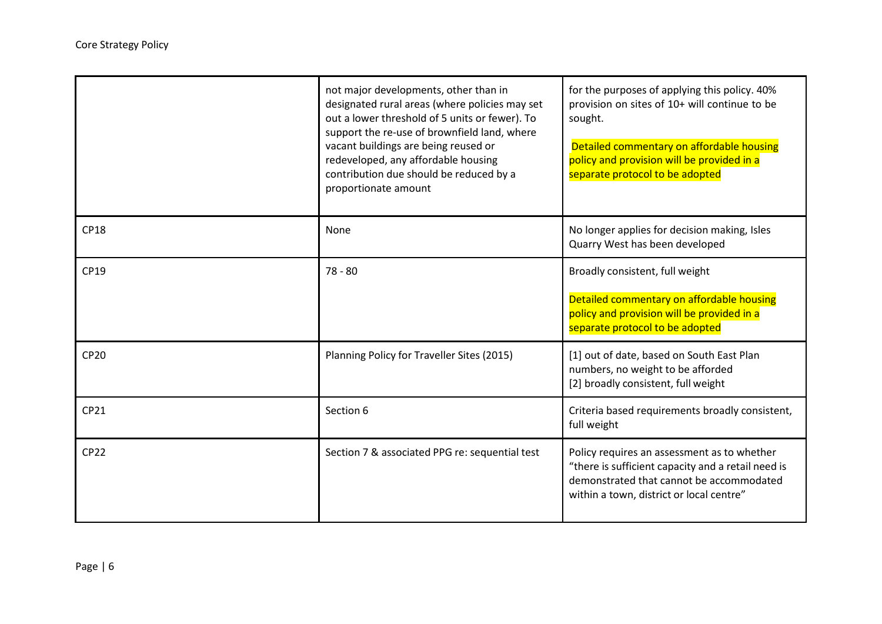| | | |
|---|---|---|
| | not major developments, other than in designated rural areas (where policies may set out a lower threshold of 5 units or fewer). To support the re-use of brownfield land, where vacant buildings are being reused or redeveloped, any affordable housing contribution due should be reduced by a proportionate amount | for the purposes of applying this policy. 40% provision on sites of 10+ will continue to be sought.<br><br>Detailed commentary on affordable housing policy and provision will be provided in a separate protocol to be adopted |
| CP18 | None | No longer applies for decision making, Isles Quarry West has been developed |
| CP19 | 78 - 80 | Broadly consistent, full weight<br><br>Detailed commentary on affordable housing policy and provision will be provided in a separate protocol to be adopted |
| CP20 | Planning Policy for Traveller Sites (2015) | [1] out of date, based on South East Plan numbers, no weight to be afforded<br>[2] broadly consistent, full weight |
| CP21 | Section 6 | Criteria based requirements broadly consistent, full weight |
| CP22 | Section 7 & associated PPG re: sequential test | Policy requires an assessment as to whether "there is sufficient capacity and a retail need is demonstrated that cannot be accommodated within a town, district or local centre" |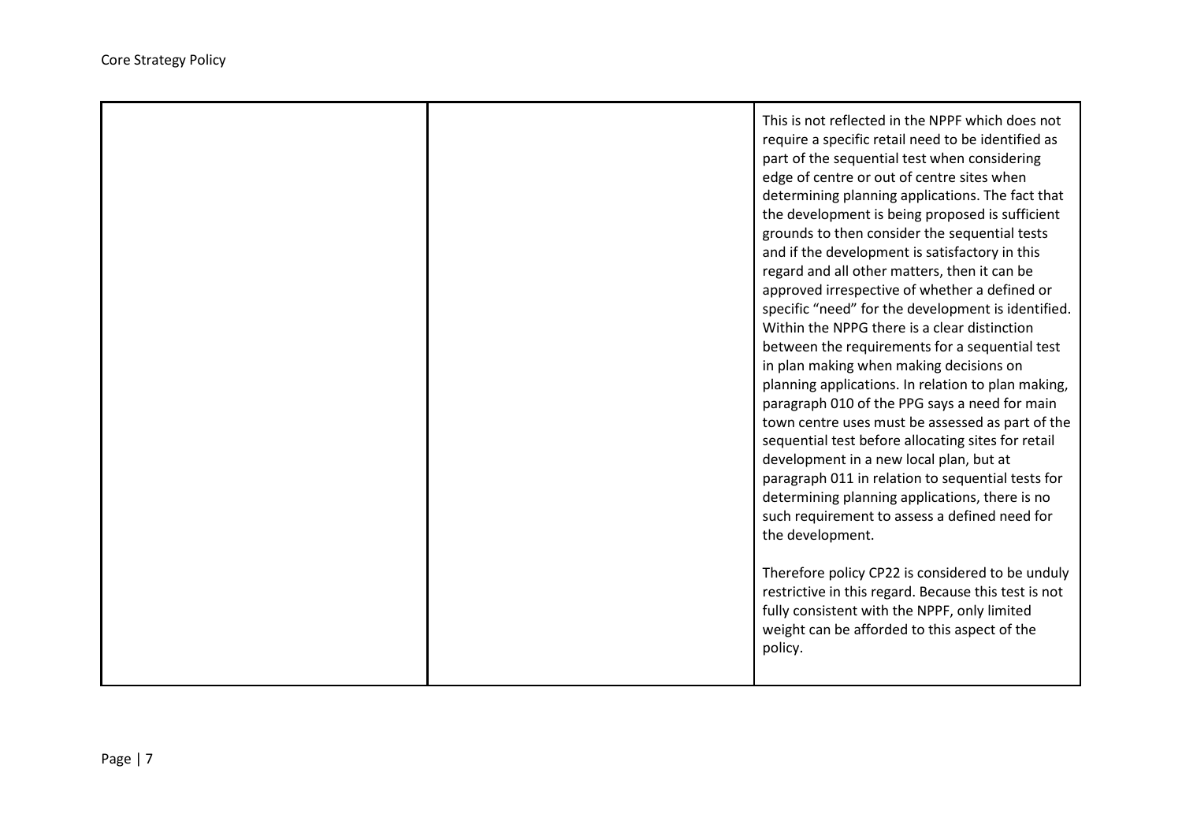| | | |
|---|---|---|
| | | This is not reflected in the NPPF which does not require a specific retail need to be identified as part of the sequential test when considering edge of centre or out of centre sites when determining planning applications. The fact that the development is being proposed is sufficient grounds to then consider the sequential tests and if the development is satisfactory in this regard and all other matters, then it can be approved irrespective of whether a defined or specific "need" for the development is identified. Within the NPPG there is a clear distinction between the requirements for a sequential test in plan making when making decisions on planning applications. In relation to plan making, paragraph 010 of the PPG says a need for main town centre uses must be assessed as part of the sequential test before allocating sites for retail development in a new local plan, but at paragraph 011 in relation to sequential tests for determining planning applications, there is no such requirement to assess a defined need for the development.<br><br>Therefore policy CP22 is considered to be unduly restrictive in this regard. Because this test is not fully consistent with the NPPF, only limited weight can be afforded to this aspect of the policy. |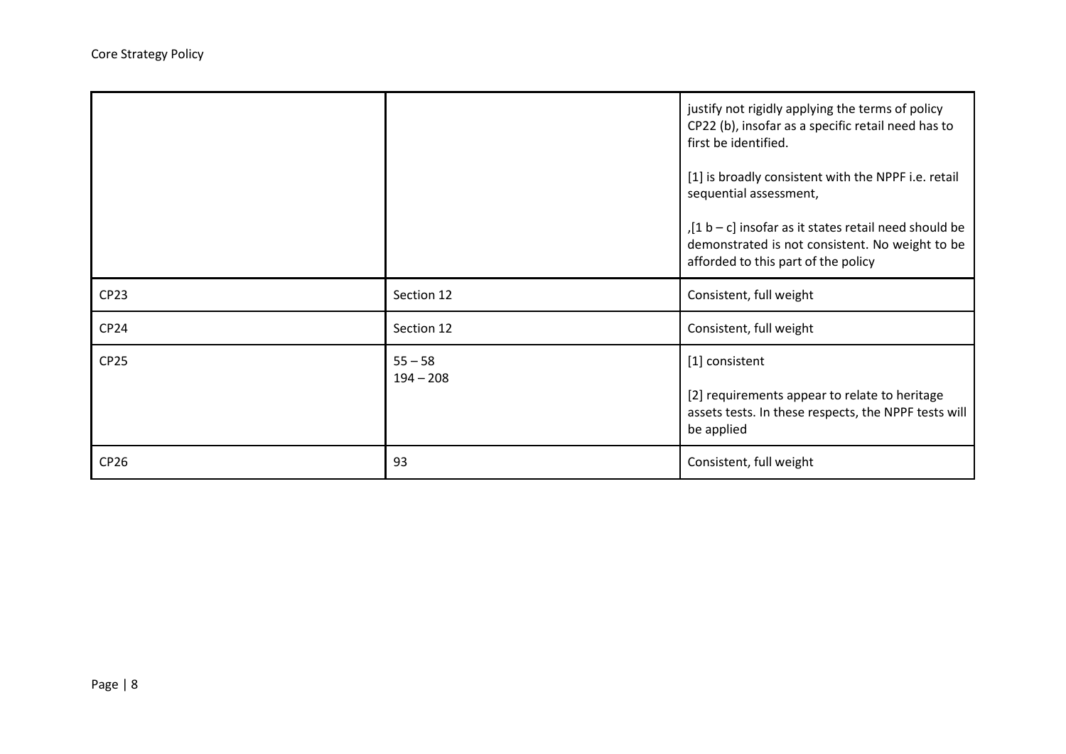| | | |
|---|---|---|
| | | justify not rigidly applying the terms of policy CP22 (b), insofar as a specific retail need has to first be identified.<br><br>[1] is broadly consistent with the NPPF i.e. retail sequential assessment,<br><br>,[1 b – c] insofar as it states retail need should be demonstrated is not consistent. No weight to be afforded to this part of the policy |
| CP23 | Section 12 | Consistent, full weight |
| CP24 | Section 12 | Consistent, full weight |
| CP25 | 55 – 58<br>194 – 208 | [1] consistent<br><br>[2] requirements appear to relate to heritage assets tests. In these respects, the NPPF tests will be applied |
| CP26 | 93 | Consistent, full weight |